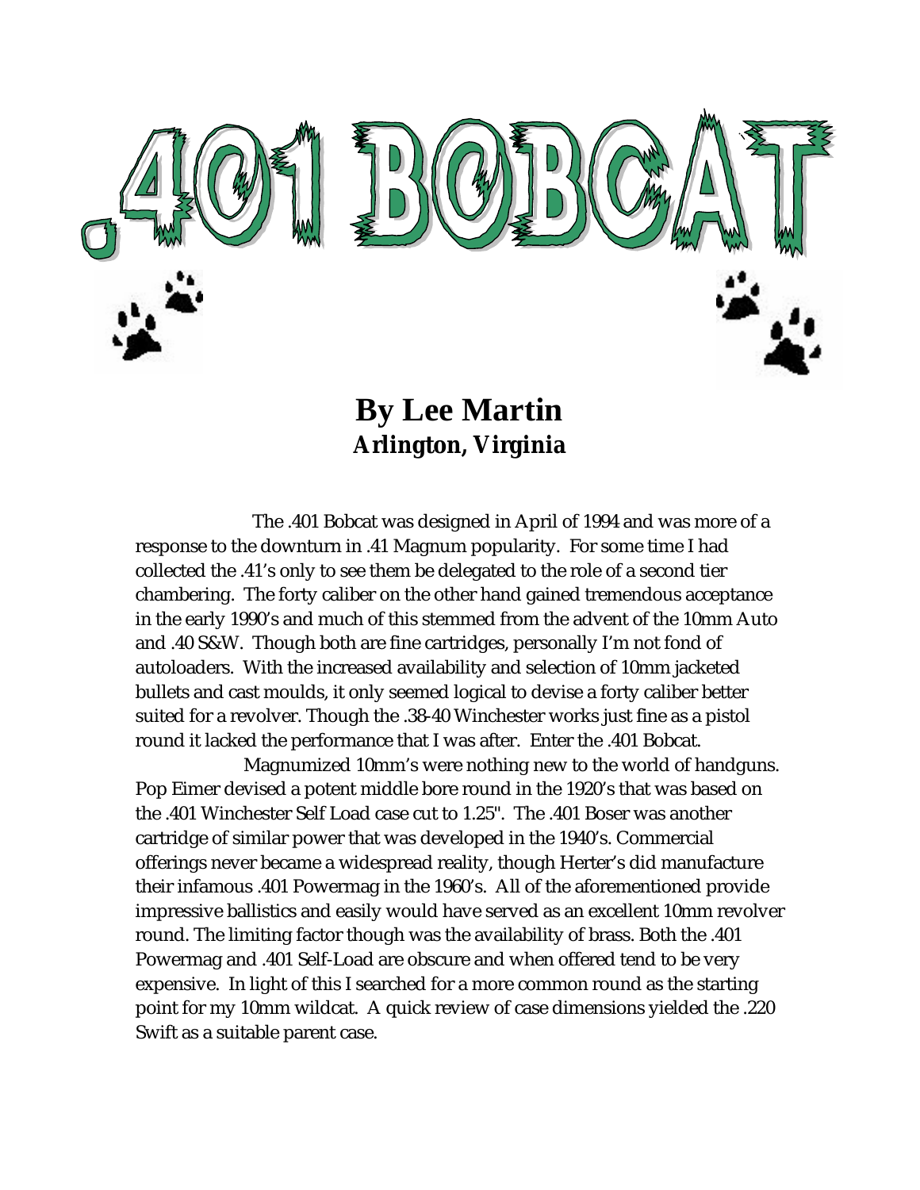# .401 BOBCAT

## By Lee Martin

### Arlington, Virginia

The .401 Bobcat was designed in April of 1994 and was more of a response to the downturn in .41 Magnum popularity. For some time I had collected the .41's only to see them be delegated to the role of a second tier chambering. The forty caliber on the other hand gained tremendous acceptance in the early 1990's and much of this stemmed from the advent of the 10mm Auto and .40 S&W. Though both are fine cartridges, personally I'm not fond of autoloaders. With the increased availability and selection of 10mm jacketed bullets and cast moulds, it only seemed logical to devise a forty caliber better suited for a revolver. Though the .38-40 Winchester works just fine as a pistol round it lacked the performance that I was after. Enter the .401 Bobcat.

Magnumized 10mm's were nothing new to the world of handguns. Pop Eimer devised a potent middle bore round in the 1920's that was based on the .401 Winchester Self Load case cut to 1.25". The .401 Boser was another cartridge of similar power that was developed in the 1940's. Commercial offerings never became a widespread reality, though Herter's did manufacture their infamous .401 Powermag in the 1960's. All of the aforementioned provide impressive ballistics and easily would have served as an excellent 10mm revolver round. The limiting factor though was the availability of brass. Both the .401 Powermag and .401 Self-Load are obscure and when offered tend to be very expensive. In light of this I searched for a more common round as the starting point for my 10mm wildcat. A quick review of case dimensions yielded the .220 Swift as a suitable parent case.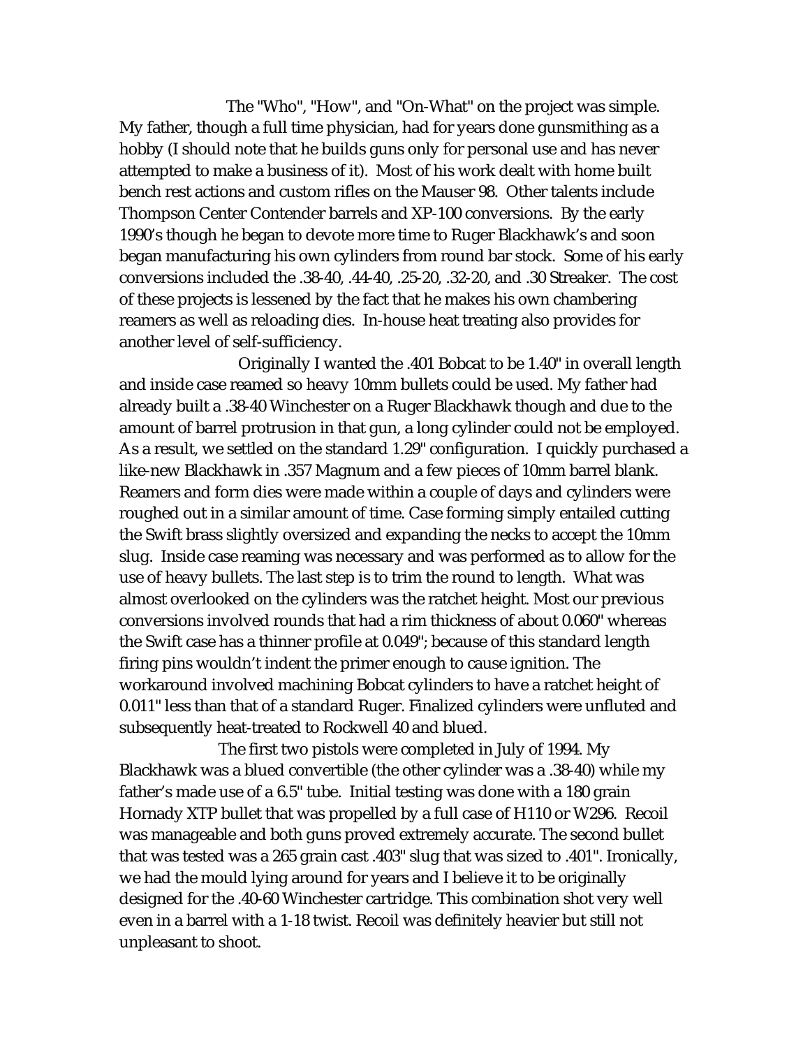The "Who", "How", and "On-What" on the project was simple. My father, though a full time physician, had for years done gunsmithing as a hobby (I should note that he builds guns only for personal use and has never attempted to make a business of it). Most of his work dealt with home built bench rest actions and custom rifles on the Mauser 98. Other talents include Thompson Center Contender barrels and XP-100 conversions. By the early 1990's though he began to devote more time to Ruger Blackhawk's and soon began manufacturing his own cylinders from round bar stock. Some of his early conversions included the .38-40, .44-40, .25-20, .32-20, and .30 Streaker. The cost of these projects is lessened by the fact that he makes his own chambering reamers as well as reloading dies. In-house heat treating also provides for another level of self-sufficiency.

Originally I wanted the .401 Bobcat to be 1.40" in overall length and inside case reamed so heavy 10mm bullets could be used. My father had already built a .38-40 Winchester on a Ruger Blackhawk though and due to the amount of barrel protrusion in that gun, a long cylinder could not be employed. As a result, we settled on the standard 1.29" configuration. I quickly purchased a like-new Blackhawk in .357 Magnum and a few pieces of 10mm barrel blank. Reamers and form dies were made within a couple of days and cylinders were roughed out in a similar amount of time. Case forming simply entailed cutting the Swift brass slightly oversized and expanding the necks to accept the 10mm slug. Inside case reaming was necessary and was performed as to allow for the use of heavy bullets. The last step is to trim the round to length. What was almost overlooked on the cylinders was the ratchet height. Most our previous conversions involved rounds that had a rim thickness of about 0.060" whereas the Swift case has a thinner profile at 0.049"; because of this standard length firing pins wouldn't indent the primer enough to cause ignition. The workaround involved machining Bobcat cylinders to have a ratchet height of 0.011" less than that of a standard Ruger. Finalized cylinders were unfluted and subsequently heat-treated to Rockwell 40 and blued.

The first two pistols were completed in July of 1994. My Blackhawk was a blued convertible (the other cylinder was a .38-40) while my father's made use of a 6.5" tube. Initial testing was done with a 180 grain Hornady XTP bullet that was propelled by a full case of H110 or W296. Recoil was manageable and both guns proved extremely accurate. The second bullet that was tested was a 265 grain cast .403" slug that was sized to .401". Ironically, we had the mould lying around for years and I believe it to be originally designed for the .40-60 Winchester cartridge. This combination shot very well even in a barrel with a 1-18 twist. Recoil was definitely heavier but still not unpleasant to shoot.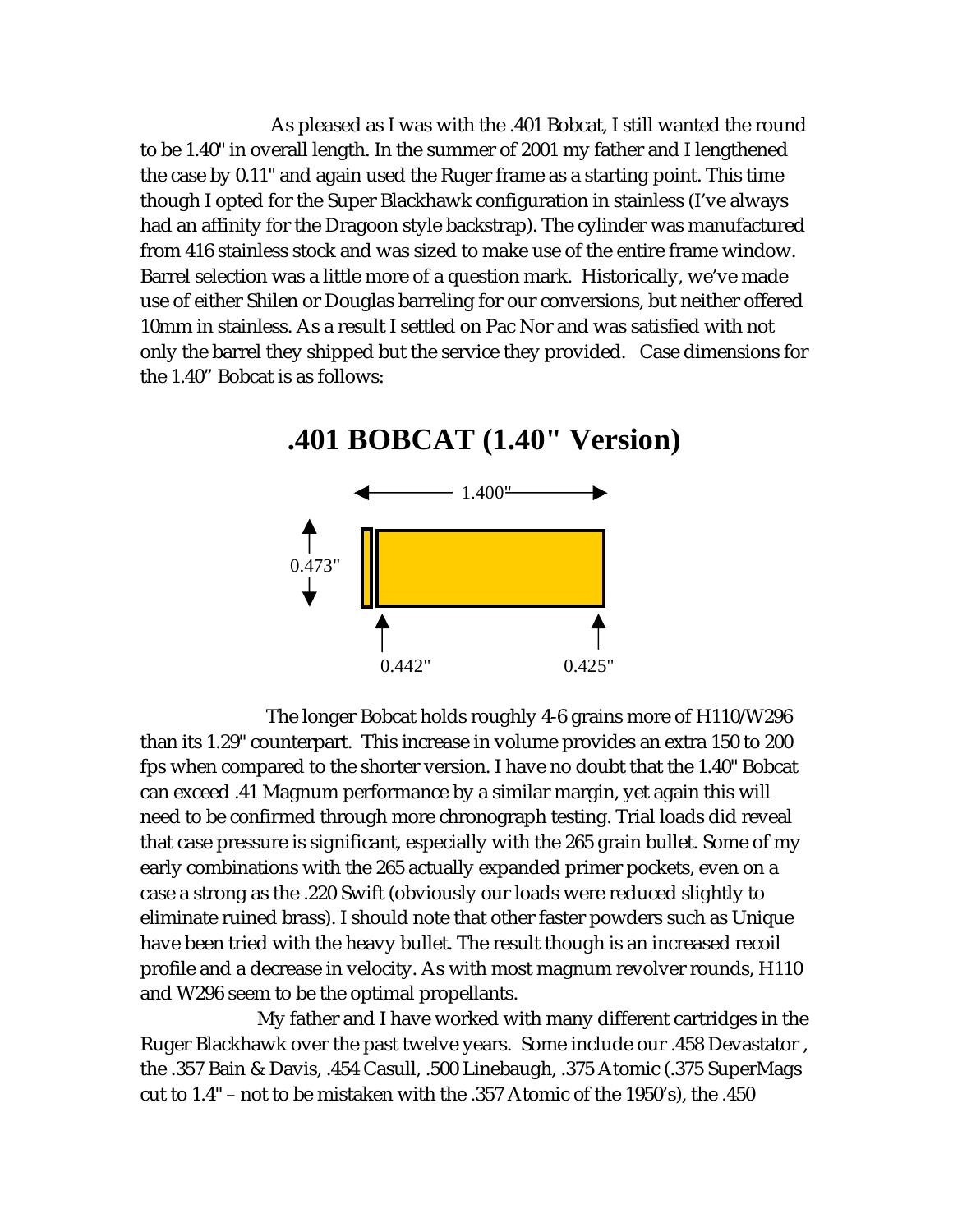As pleased as I was with the .401 Bobcat, I still wanted the round to be 1.40" in overall length. In the summer of 2001 my father and I lengthened the case by 0.11" and again used the Ruger frame as a starting point. This time though I opted for the Super Blackhawk configuration in stainless (I've always had an affinity for the Dragoon style backstrap). The cylinder was manufactured from 416 stainless stock and was sized to make use of the entire frame window. Barrel selection was a little more of a question mark. Historically, we've made use of either Shilen or Douglas barreling for our conversions, but neither offered 10mm in stainless. As a result I settled on Pac Nor and was satisfied with not only the barrel they shipped but the service they provided. Case dimensions for the 1.40" Bobcat is as follows:

## .401 BOBCAT (1.40" Version)

1.400"

0.473"

0.442" 0.425"

The longer Bobcat holds roughly 4-6 grains more of H110/W296 than its 1.29" counterpart. This increase in volume provides an extra 150 to 200 fps when compared to the shorter version. I have no doubt that the 1.40" Bobcat can exceed .41 Magnum performance by a similar margin, yet again this will need to be confirmed through more chronograph testing. Trial loads did reveal that case pressure is significant, especially with the 265 grain bullet. Some of my early combinations with the 265 actually expanded primer pockets, even on a case a strong as the .220 Swift (obviously our loads were reduced slightly to eliminate ruined brass). I should note that other faster powders such as Unique have been tried with the heavy bullet. The result though is an increased recoil profile and a decrease in velocity. As with most magnum revolver rounds, H110 and W296 seem to be the optimal propellants.

My father and I have worked with many different cartridges in the Ruger Blackhawk over the past twelve years. Some include our .458 Devastator , the .357 Bain & Davis, .454 Casull, .500 Linebaugh, .375 Atomic (.375 SuperMags cut to 1.4" – not to be mistaken with the .357 Atomic of the 1950's), the .450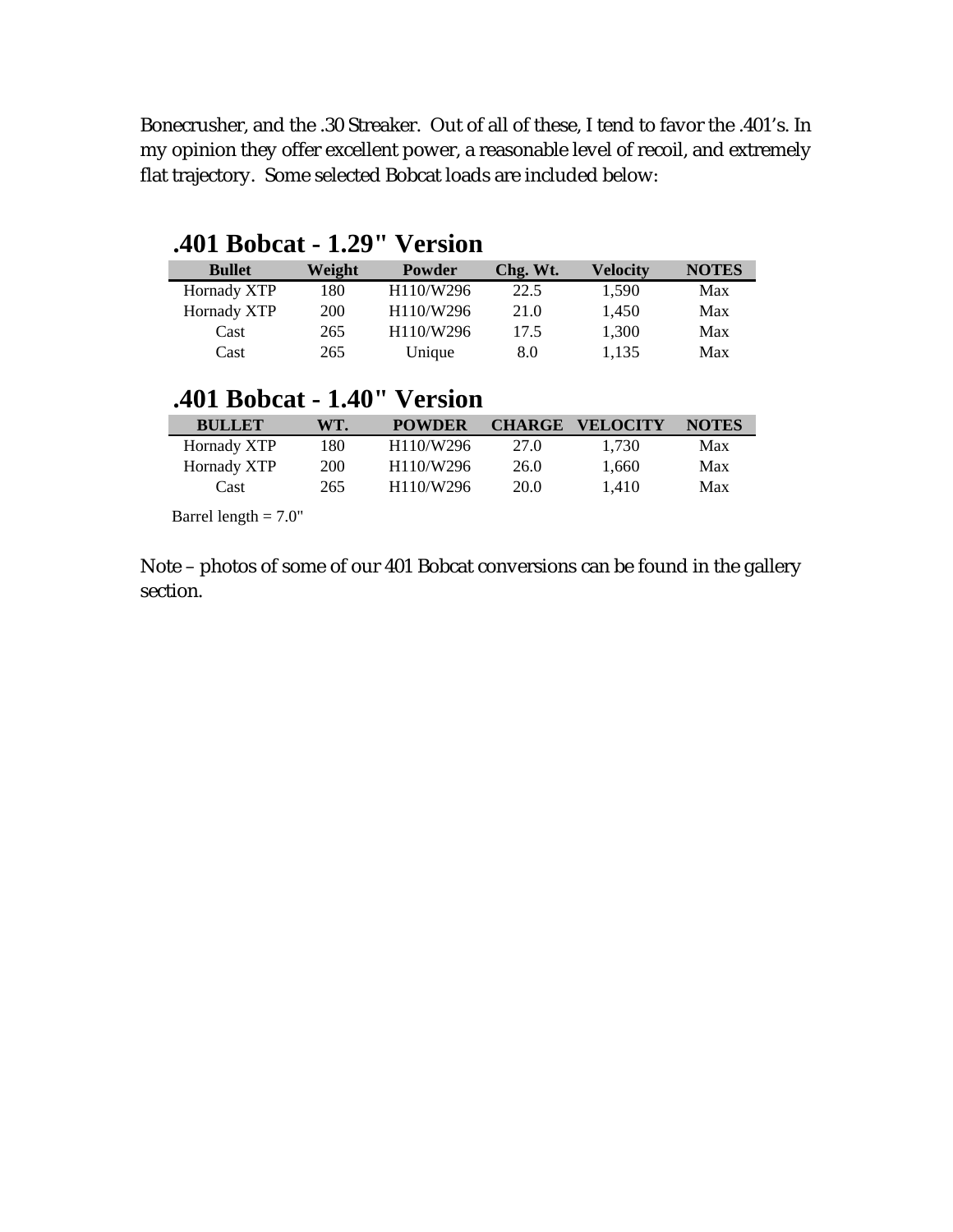Bonecrusher, and the .30 Streaker. Out of all of these, I tend to favor the .401's. In my opinion they offer excellent power, a reasonable level of recoil, and extremely flat trajectory. Some selected Bobcat loads are included below:

## .401 Bobcat - 1.29" Version

| Bullet | Weight | Powder | Chg. Wt. | Velocity | NOTES |
|---|---|---|---|---|---|
| Hornady XTP | 180 | H110/W296 | 22.5 | 1,590 | Max |
| Hornady XTP | 200 | H110/W296 | 21.0 | 1,450 | Max |
| Cast | 265 | H110/W296 | 17.5 | 1,300 | Max |
| Cast | 265 | Unique | 8.0 | 1,135 | Max |

## .401 Bobcat - 1.40" Version

| BULLET | WT. | POWDER | CHARGE | VELOCITY | NOTES |
|---|---|---|---|---|---|
| Hornady XTP | 180 | H110/W296 | 27.0 | 1,730 | Max |
| Hornady XTP | 200 | H110/W296 | 26.0 | 1,660 | Max |
| Cast | 265 | H110/W296 | 20.0 | 1,410 | Max |

Barrel length = 7.0"

Note – photos of some of our 401 Bobcat conversions can be found in the gallery section.